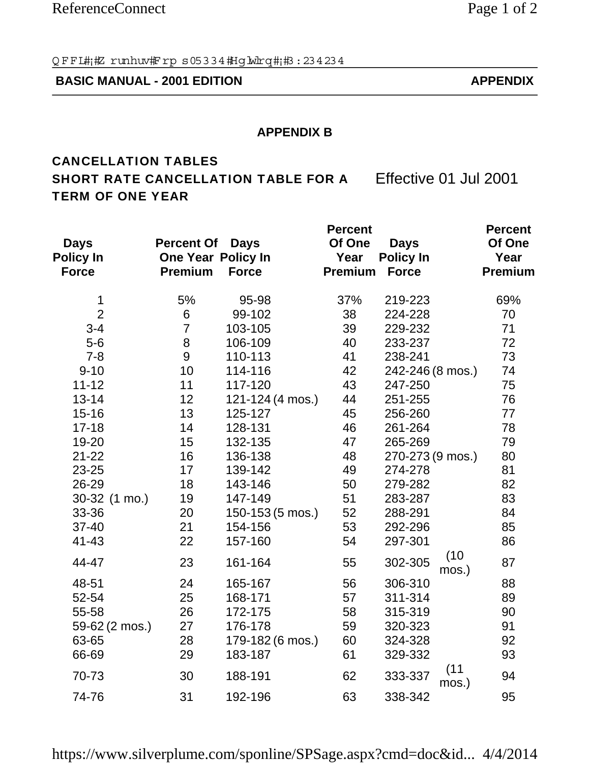**BASIC MANUAL - 2001 EDITION** **APPENDIX**

## APPENDIX B

### CANCELLATION TABLES

### SHORT RATE CANCELLATION TABLE FOR A TERM OF ONE YEAR

Effective 01 Jul 2001

| Days Policy In Force | Percent Of One Year Premium | Days Policy In Force | Percent Of One Year Premium | Days Policy In Force | Percent Of One Year Premium |
|---|---|---|---|---|---|
| 1 | 5% | 95-98 | 37% | 219-223 | 69% |
| 2 | 6 | 99-102 | 38 | 224-228 | 70 |
| 3-4 | 7 | 103-105 | 39 | 229-232 | 71 |
| 5-6 | 8 | 106-109 | 40 | 233-237 | 72 |
| 7-8 | 9 | 110-113 | 41 | 238-241 | 73 |
| 9-10 | 10 | 114-116 | 42 | 242-246 (8 mos.) | 74 |
| 11-12 | 11 | 117-120 | 43 | 247-250 | 75 |
| 13-14 | 12 | 121-124 (4 mos.) | 44 | 251-255 | 76 |
| 15-16 | 13 | 125-127 | 45 | 256-260 | 77 |
| 17-18 | 14 | 128-131 | 46 | 261-264 | 78 |
| 19-20 | 15 | 132-135 | 47 | 265-269 | 79 |
| 21-22 | 16 | 136-138 | 48 | 270-273 (9 mos.) | 80 |
| 23-25 | 17 | 139-142 | 49 | 274-278 | 81 |
| 26-29 | 18 | 143-146 | 50 | 279-282 | 82 |
| 30-32 (1 mo.) | 19 | 147-149 | 51 | 283-287 | 83 |
| 33-36 | 20 | 150-153 (5 mos.) | 52 | 288-291 | 84 |
| 37-40 | 21 | 154-156 | 53 | 292-296 | 85 |
| 41-43 | 22 | 157-160 | 54 | 297-301 | 86 |
| 44-47 | 23 | 161-164 | 55 | 302-305 (10 mos.) | 87 |
| 48-51 | 24 | 165-167 | 56 | 306-310 | 88 |
| 52-54 | 25 | 168-171 | 57 | 311-314 | 89 |
| 55-58 | 26 | 172-175 | 58 | 315-319 | 90 |
| 59-62 (2 mos.) | 27 | 176-178 | 59 | 320-323 | 91 |
| 63-65 | 28 | 179-182 (6 mos.) | 60 | 324-328 | 92 |
| 66-69 | 29 | 183-187 | 61 | 329-332 | 93 |
| 70-73 | 30 | 188-191 | 62 | 333-337 (11 mos.) | 94 |
| 74-76 | 31 | 192-196 | 63 | 338-342 | 95 |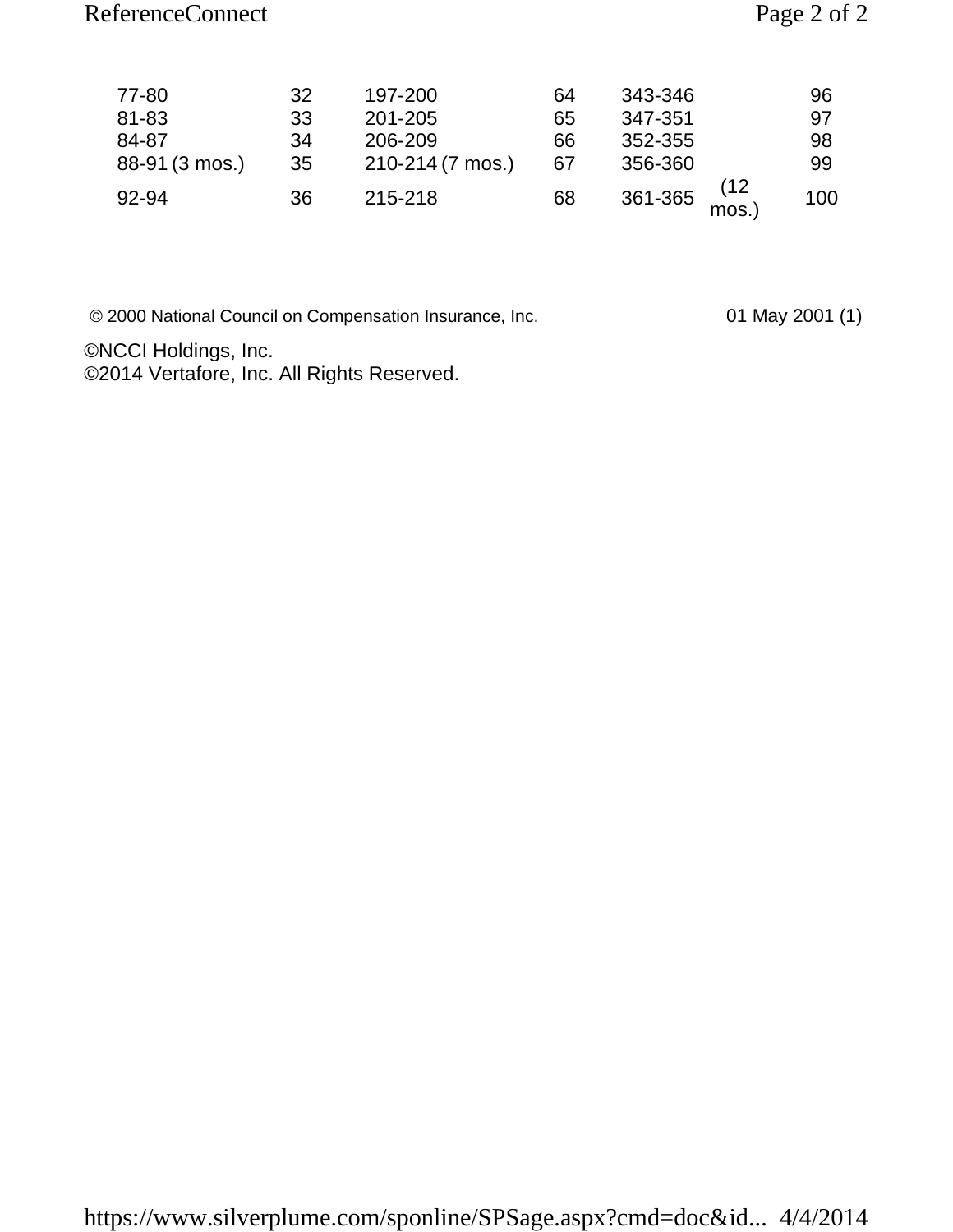| | | | | | | |
|---|---|---|---|---|---|---|
| 77-80 | 32 | 197-200 | 64 | 343-346 | | 96 |
| 81-83 | 33 | 201-205 | 65 | 347-351 | | 97 |
| 84-87 | 34 | 206-209 | 66 | 352-355 | | 98 |
| 88-91 (3 mos.) | 35 | 210-214 (7 mos.) | 67 | 356-360 | | 99 |
| 92-94 | 36 | 215-218 | 68 | 361-365 | (12 mos.) | 100 |

© 2000 National Council on Compensation Insurance, Inc. 01 May 2001 (1)

©NCCI Holdings, Inc.
©2014 Vertafore, Inc. All Rights Reserved.